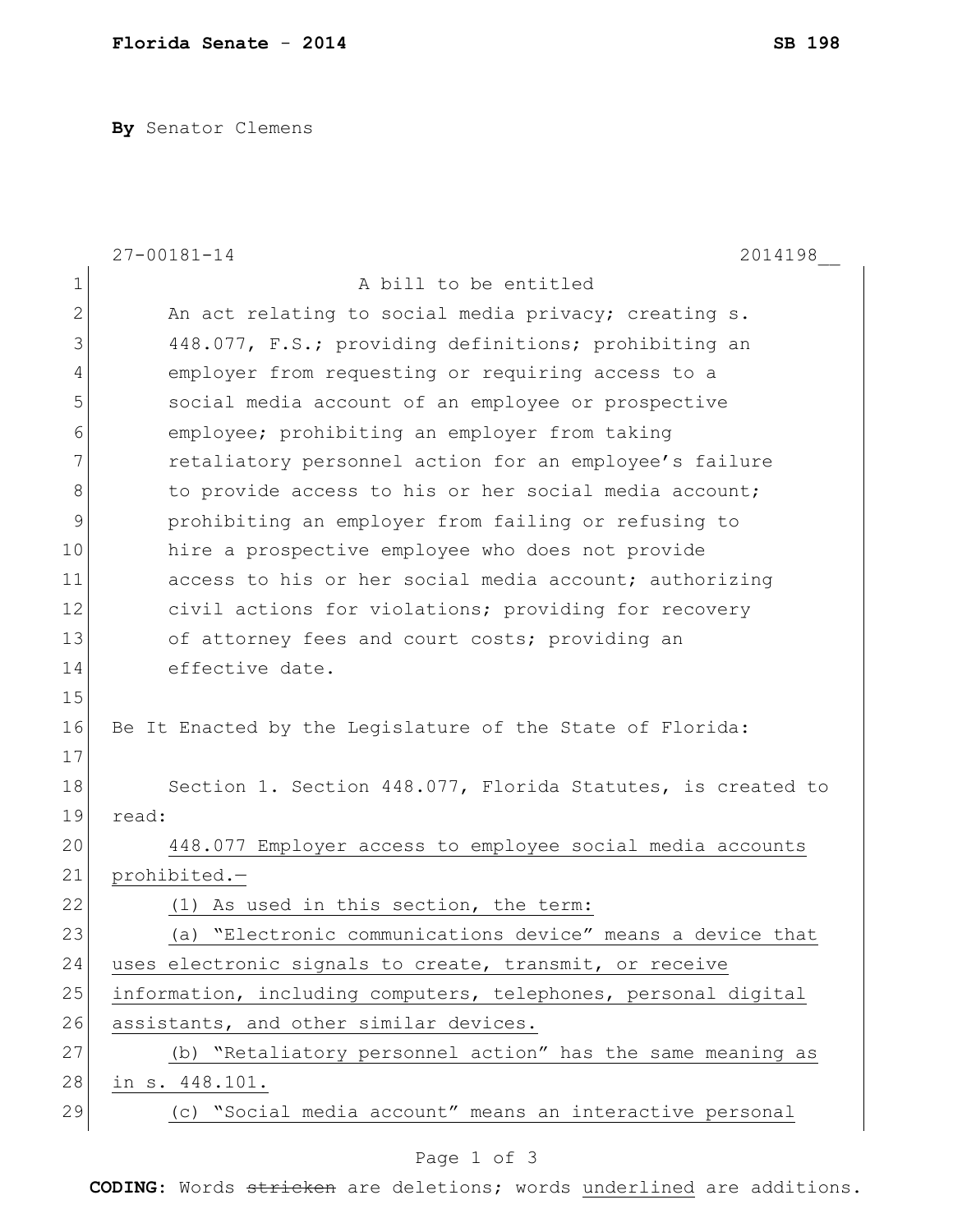**Florida Senate - 2014** **SB 198**

**By** Senator Clemens

27-00181-14 2014198__

A bill to be entitled

An act relating to social media privacy; creating s. 448.077, F.S.; providing definitions; prohibiting an employer from requesting or requiring access to a social media account of an employee or prospective employee; prohibiting an employer from taking retaliatory personnel action for an employee's failure to provide access to his or her social media account; prohibiting an employer from failing or refusing to hire a prospective employee who does not provide access to his or her social media account; authorizing civil actions for violations; providing for recovery of attorney fees and court costs; providing an effective date.

Be It Enacted by the Legislature of the State of Florida:

Section 1. Section 448.077, Florida Statutes, is created to read:

448.077 Employer access to employee social media accounts prohibited.—

(1) As used in this section, the term:

(a) "Electronic communications device" means a device that uses electronic signals to create, transmit, or receive information, including computers, telephones, personal digital assistants, and other similar devices.

(b) "Retaliatory personnel action" has the same meaning as in s. 448.101.

(c) "Social media account" means an interactive personal

**CODING:** Words ~~stricken~~ are deletions; words underlined are additions.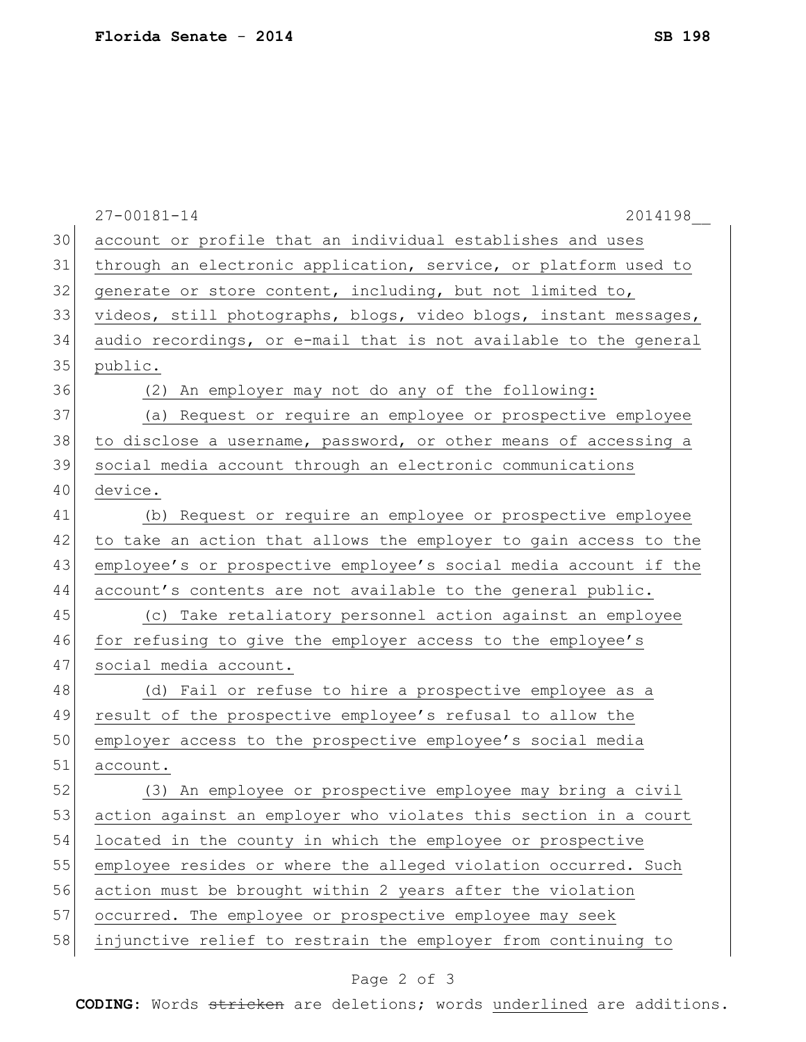account or profile that an individual establishes and uses through an electronic application, service, or platform used to generate or store content, including, but not limited to, videos, still photographs, blogs, video blogs, instant messages, audio recordings, or e-mail that is not available to the general public.

(2) An employer may not do any of the following:

(a) Request or require an employee or prospective employee to disclose a username, password, or other means of accessing a social media account through an electronic communications device.

(b) Request or require an employee or prospective employee to take an action that allows the employer to gain access to the employee's or prospective employee's social media account if the account's contents are not available to the general public.

(c) Take retaliatory personnel action against an employee for refusing to give the employer access to the employee's social media account.

(d) Fail or refuse to hire a prospective employee as a result of the prospective employee's refusal to allow the employer access to the prospective employee's social media account.

(3) An employee or prospective employee may bring a civil action against an employer who violates this section in a court located in the county in which the employee or prospective employee resides or where the alleged violation occurred. Such action must be brought within 2 years after the violation occurred. The employee or prospective employee may seek injunctive relief to restrain the employer from continuing to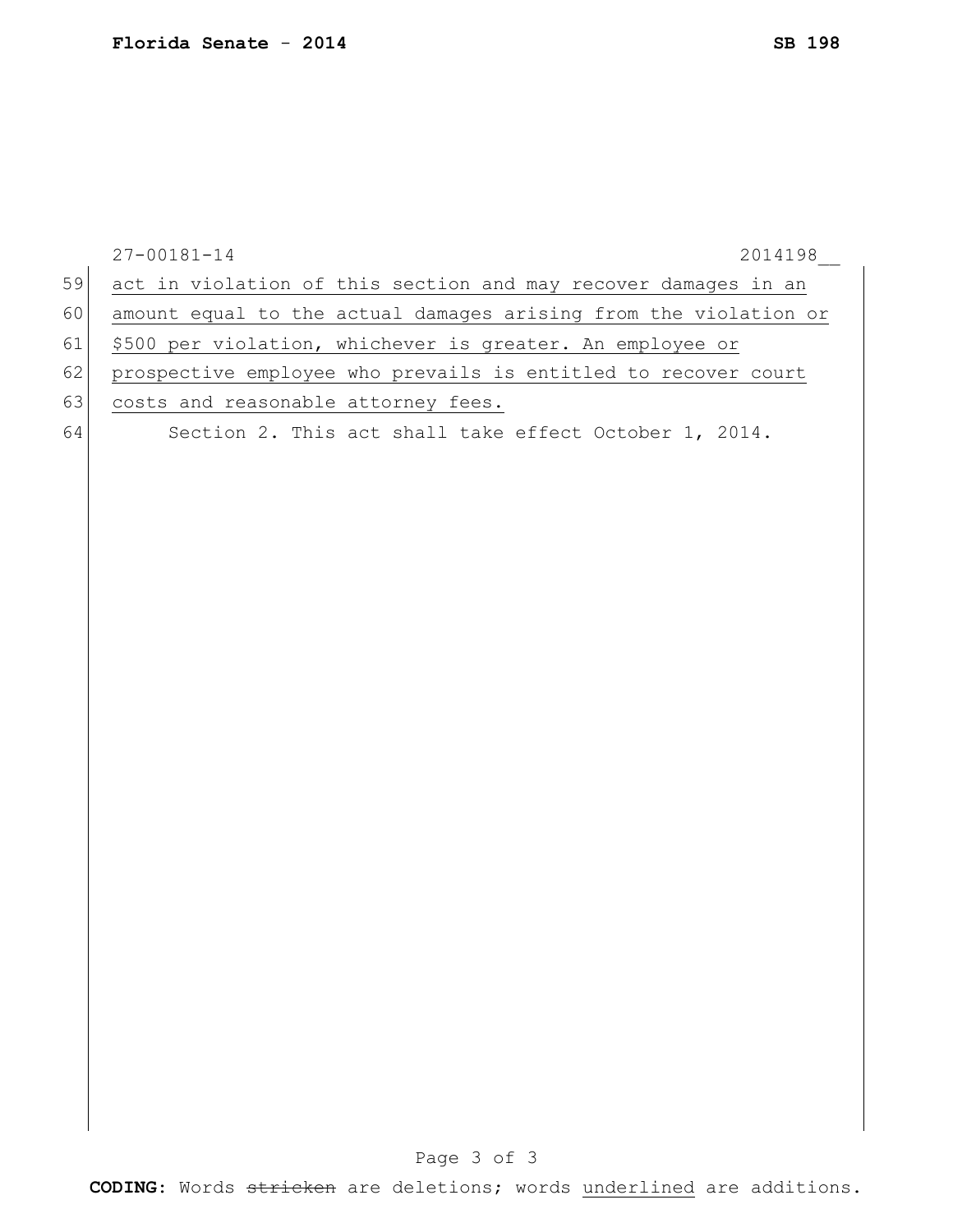27-00181-14 2014198__

59 act in violation of this section and may recover damages in an
60 amount equal to the actual damages arising from the violation or
61 $500 per violation, whichever is greater. An employee or
62 prospective employee who prevails is entitled to recover court
63 costs and reasonable attorney fees.
64 Section 2. This act shall take effect October 1, 2014.

**CODING:** Words ~~stricken~~ are deletions; words underlined are additions.